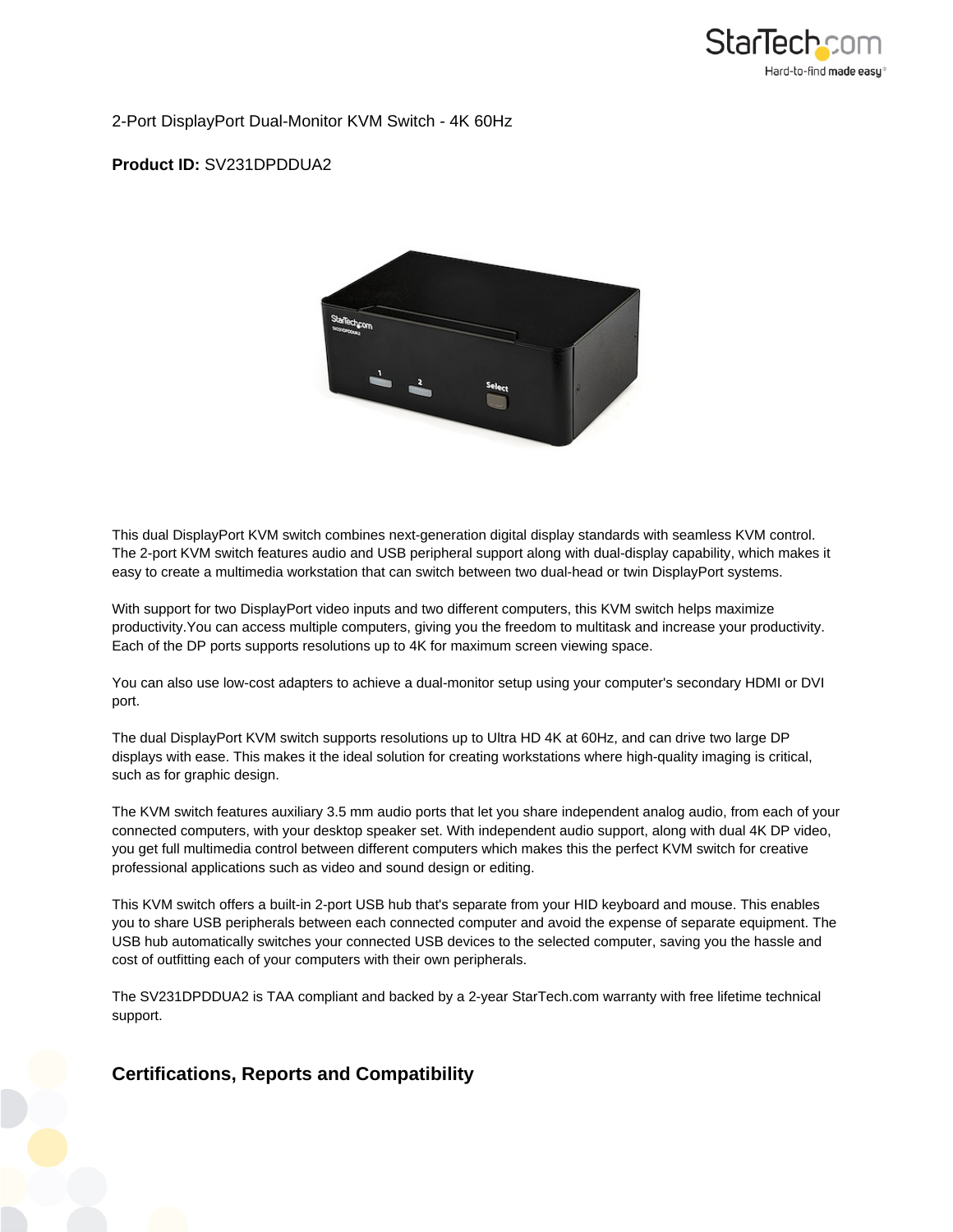2-Port DisplayPort Dual-Monitor KVM Switch - 4K 60Hz

**Product ID:** SV231DPDDUA2

This dual DisplayPort KVM switch combines next-generation digital display standards with seamless KVM control. The 2-port KVM switch features audio and USB peripheral support along with dual-display capability, which makes it easy to create a multimedia workstation that can switch between two dual-head or twin DisplayPort systems.

With support for two DisplayPort video inputs and two different computers, this KVM switch helps maximize productivity.You can access multiple computers, giving you the freedom to multitask and increase your productivity. Each of the DP ports supports resolutions up to 4K for maximum screen viewing space.

You can also use low-cost adapters to achieve a dual-monitor setup using your computer's secondary HDMI or DVI port.

The dual DisplayPort KVM switch supports resolutions up to Ultra HD 4K at 60Hz, and can drive two large DP displays with ease. This makes it the ideal solution for creating workstations where high-quality imaging is critical, such as for graphic design.

The KVM switch features auxiliary 3.5 mm audio ports that let you share independent analog audio, from each of your connected computers, with your desktop speaker set. With independent audio support, along with dual 4K DP video, you get full multimedia control between different computers which makes this the perfect KVM switch for creative professional applications such as video and sound design or editing.

This KVM switch offers a built-in 2-port USB hub that's separate from your HID keyboard and mouse. This enables you to share USB peripherals between each connected computer and avoid the expense of separate equipment. The USB hub automatically switches your connected USB devices to the selected computer, saving you the hassle and cost of outfitting each of your computers with their own peripherals.

The SV231DPDDUA2 is TAA compliant and backed by a 2-year StarTech.com warranty with free lifetime technical support.

## Certifications, Reports and Compatibility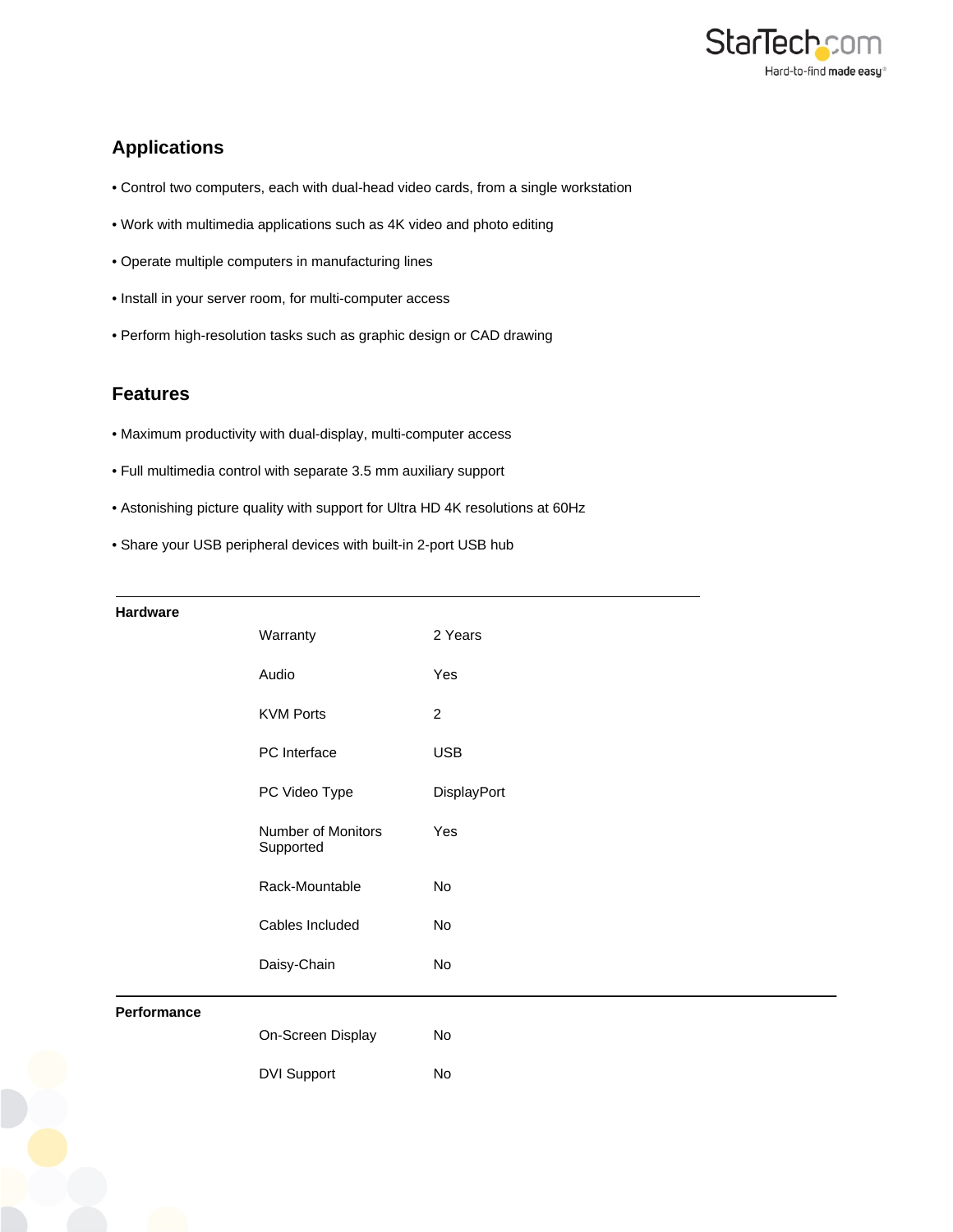## Applications

- Control two computers, each with dual-head video cards, from a single workstation
- Work with multimedia applications such as 4K video and photo editing
- Operate multiple computers in manufacturing lines
- Install in your server room, for multi-computer access
- Perform high-resolution tasks such as graphic design or CAD drawing

## Features

- Maximum productivity with dual-display, multi-computer access
- Full multimedia control with separate 3.5 mm auxiliary support
- Astonishing picture quality with support for Ultra HD 4K resolutions at 60Hz
- Share your USB peripheral devices with built-in 2-port USB hub

| | | |
|---|---|---|
| **Hardware** | Warranty | 2 Years |
| | Audio | Yes |
| | KVM Ports | 2 |
| | PC Interface | USB |
| | PC Video Type | DisplayPort |
| | Number of Monitors Supported | Yes |
| | Rack-Mountable | No |
| | Cables Included | No |
| | Daisy-Chain | No |
| **Performance** | On-Screen Display | No |
| | DVI Support | No |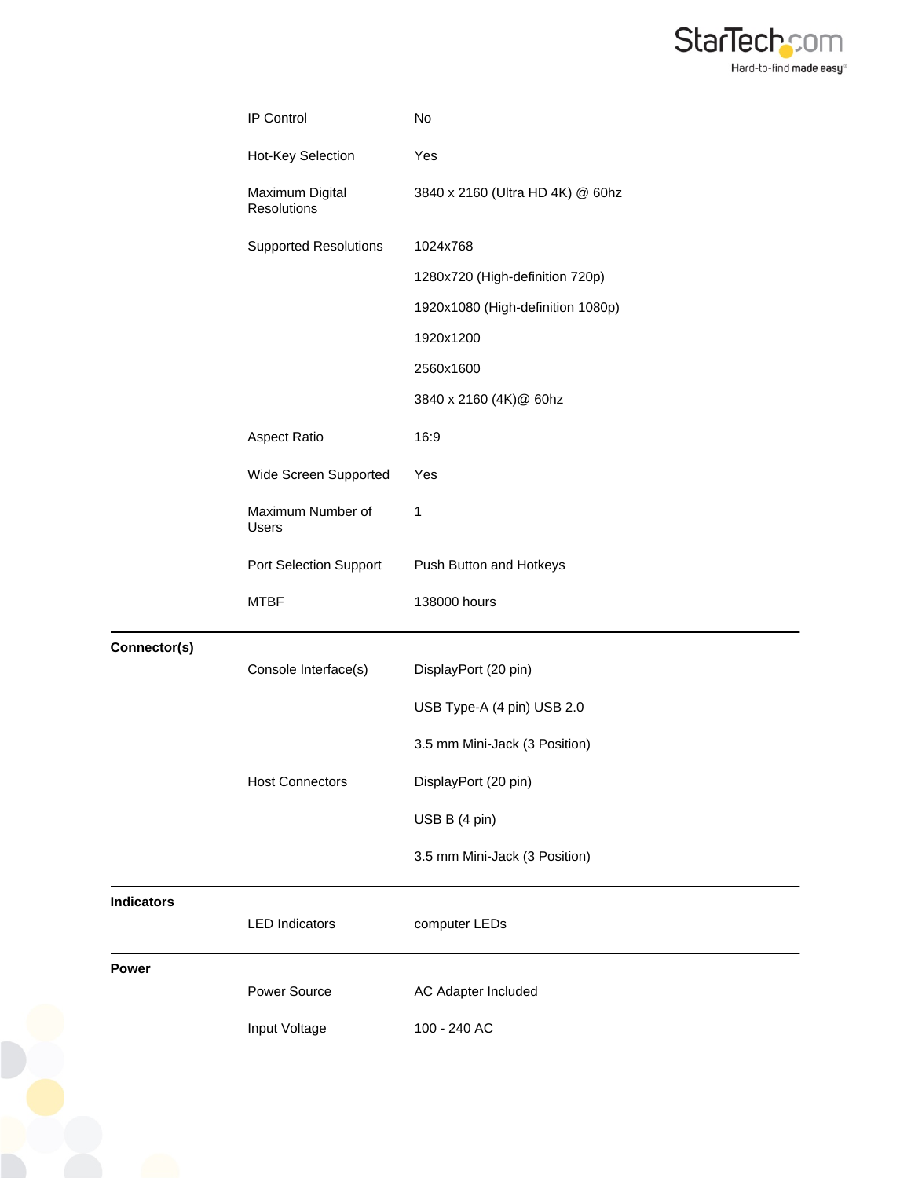| | | |
|---|---|---|
| | IP Control | No |
| | Hot-Key Selection | Yes |
| | Maximum Digital Resolutions | 3840 x 2160 (Ultra HD 4K) @ 60hz |
| | Supported Resolutions | 1024x768 |
| | | 1280x720 (High-definition 720p) |
| | | 1920x1080 (High-definition 1080p) |
| | | 1920x1200 |
| | | 2560x1600 |
| | | 3840 x 2160 (4K)@ 60hz |
| | Aspect Ratio | 16:9 |
| | Wide Screen Supported | Yes |
| | Maximum Number of Users | 1 |
| | Port Selection Support | Push Button and Hotkeys |
| | MTBF | 138000 hours |
| **Connector(s)** | | |
| | Console Interface(s) | DisplayPort (20 pin) |
| | | USB Type-A (4 pin) USB 2.0 |
| | | 3.5 mm Mini-Jack (3 Position) |
| | Host Connectors | DisplayPort (20 pin) |
| | | USB B (4 pin) |
| | | 3.5 mm Mini-Jack (3 Position) |
| **Indicators** | | |
| | LED Indicators | computer LEDs |
| **Power** | | |
| | Power Source | AC Adapter Included |
| | Input Voltage | 100 - 240 AC |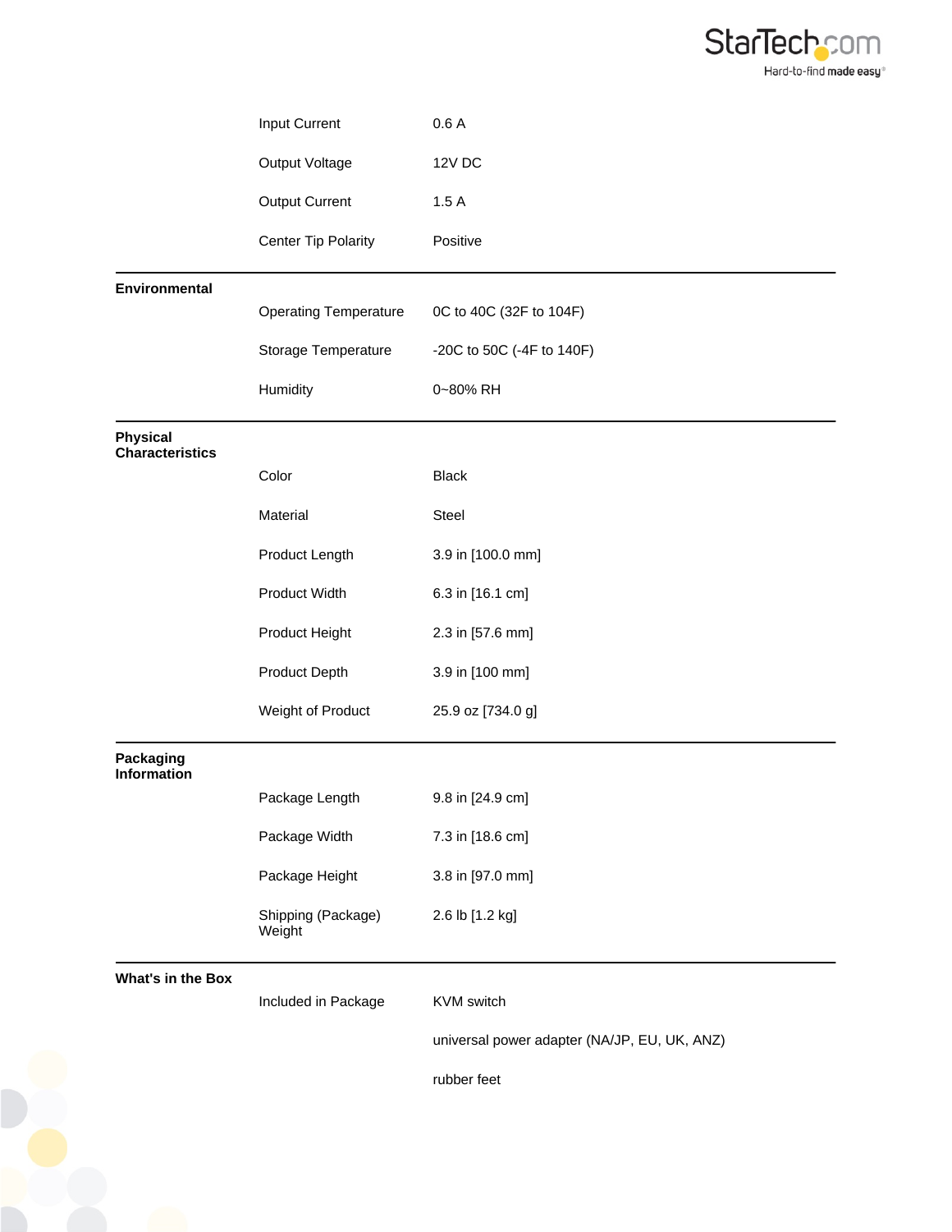| | | |
|---|---|---|
| | Input Current | 0.6 A |
| | Output Voltage | 12V DC |
| | Output Current | 1.5 A |
| | Center Tip Polarity | Positive |
| **Environmental** | Operating Temperature | 0C to 40C (32F to 104F) |
| | Storage Temperature | -20C to 50C (-4F to 140F) |
| | Humidity | 0~80% RH |
| **Physical Characteristics** | Color | Black |
| | Material | Steel |
| | Product Length | 3.9 in [100.0 mm] |
| | Product Width | 6.3 in [16.1 cm] |
| | Product Height | 2.3 in [57.6 mm] |
| | Product Depth | 3.9 in [100 mm] |
| | Weight of Product | 25.9 oz [734.0 g] |
| **Packaging Information** | Package Length | 9.8 in [24.9 cm] |
| | Package Width | 7.3 in [18.6 cm] |
| | Package Height | 3.8 in [97.0 mm] |
| | Shipping (Package) Weight | 2.6 lb [1.2 kg] |
| **What's in the Box** | Included in Package | KVM switch |
| | | universal power adapter (NA/JP, EU, UK, ANZ) |
| | | rubber feet |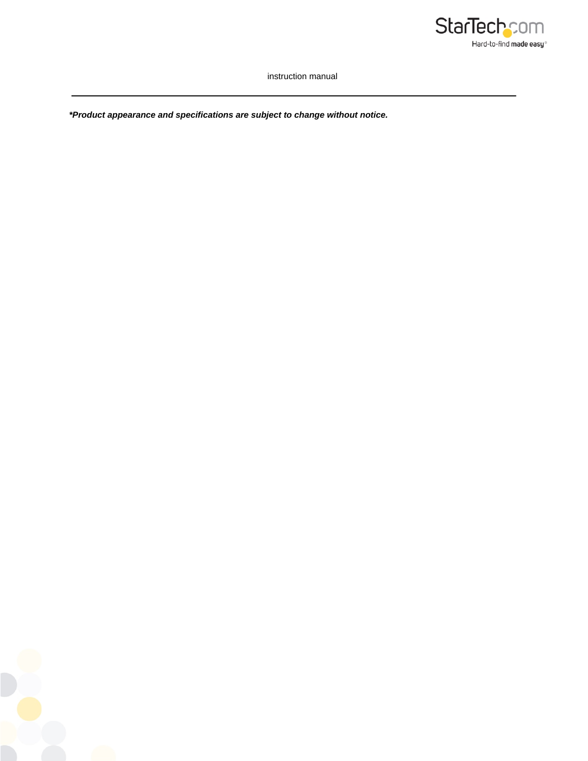instruction manual

***Product appearance and specifications are subject to change without notice.***